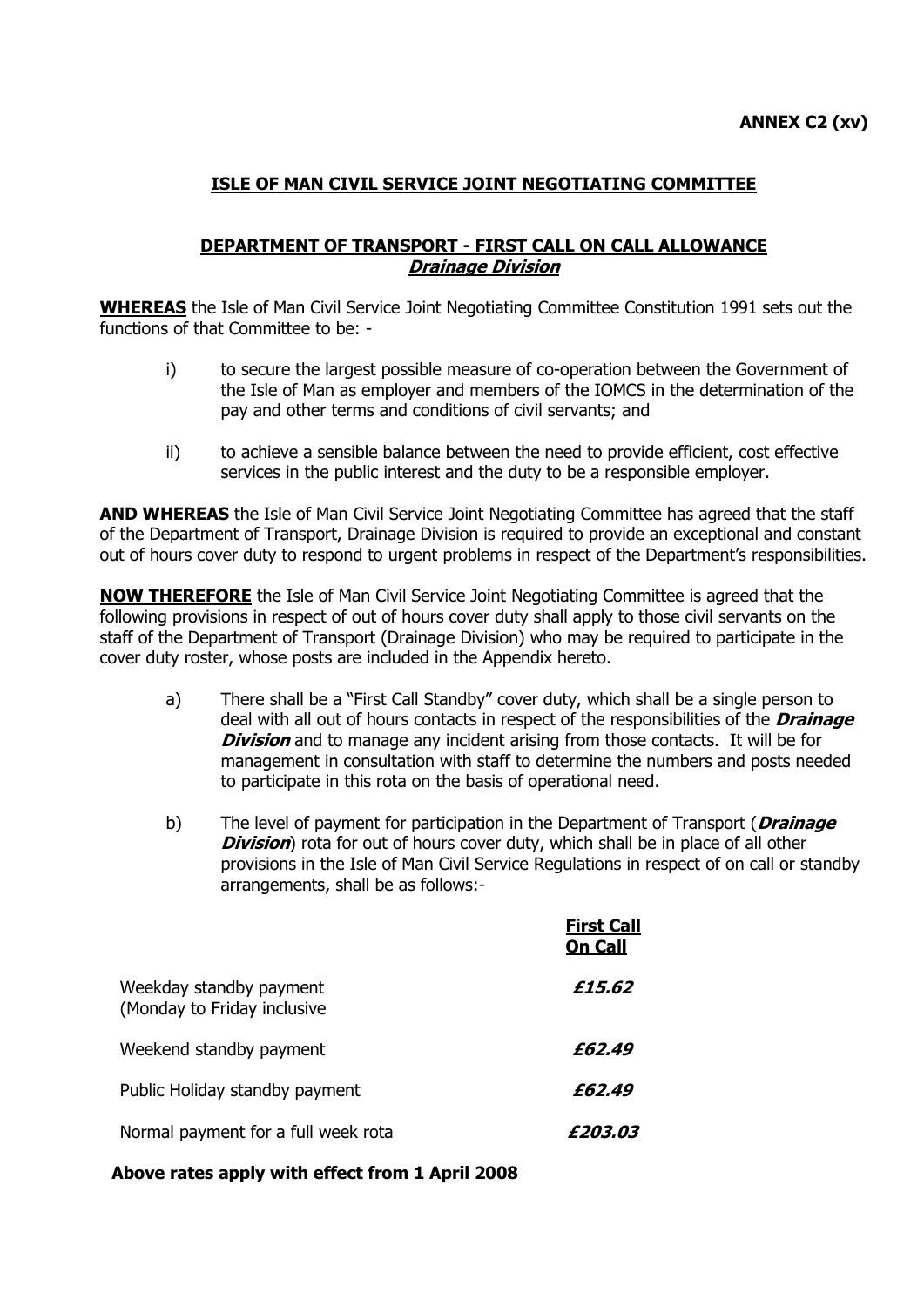**ANNEX C2 (xv)**

## ISLE OF MAN CIVIL SERVICE JOINT NEGOTIATING COMMITTEE

### DEPARTMENT OF TRANSPORT - FIRST CALL ON CALL ALLOWANCE
### ***Drainage Division***

**WHEREAS** the Isle of Man Civil Service Joint Negotiating Committee Constitution 1991 sets out the functions of that Committee to be: -

i) to secure the largest possible measure of co-operation between the Government of the Isle of Man as employer and members of the IOMCS in the determination of the pay and other terms and conditions of civil servants; and

ii) to achieve a sensible balance between the need to provide efficient, cost effective services in the public interest and the duty to be a responsible employer.

**AND WHEREAS** the Isle of Man Civil Service Joint Negotiating Committee has agreed that the staff of the Department of Transport, Drainage Division is required to provide an exceptional and constant out of hours cover duty to respond to urgent problems in respect of the Department's responsibilities.

**NOW THEREFORE** the Isle of Man Civil Service Joint Negotiating Committee is agreed that the following provisions in respect of out of hours cover duty shall apply to those civil servants on the staff of the Department of Transport (Drainage Division) who may be required to participate in the cover duty roster, whose posts are included in the Appendix hereto.

a) There shall be a "First Call Standby" cover duty, which shall be a single person to deal with all out of hours contacts in respect of the responsibilities of the ***Drainage Division*** and to manage any incident arising from those contacts. It will be for management in consultation with staff to determine the numbers and posts needed to participate in this rota on the basis of operational need.

b) The level of payment for participation in the Department of Transport (***Drainage Division***) rota for out of hours cover duty, which shall be in place of all other provisions in the Isle of Man Civil Service Regulations in respect of on call or standby arrangements, shall be as follows:-

| | **First Call On Call** |
|---|---|
| Weekday standby payment (Monday to Friday inclusive | ***£15.62*** |
| Weekend standby payment | ***£62.49*** |
| Public Holiday standby payment | ***£62.49*** |
| Normal payment for a full week rota | ***£203.03*** |

**Above rates apply with effect from 1 April 2008**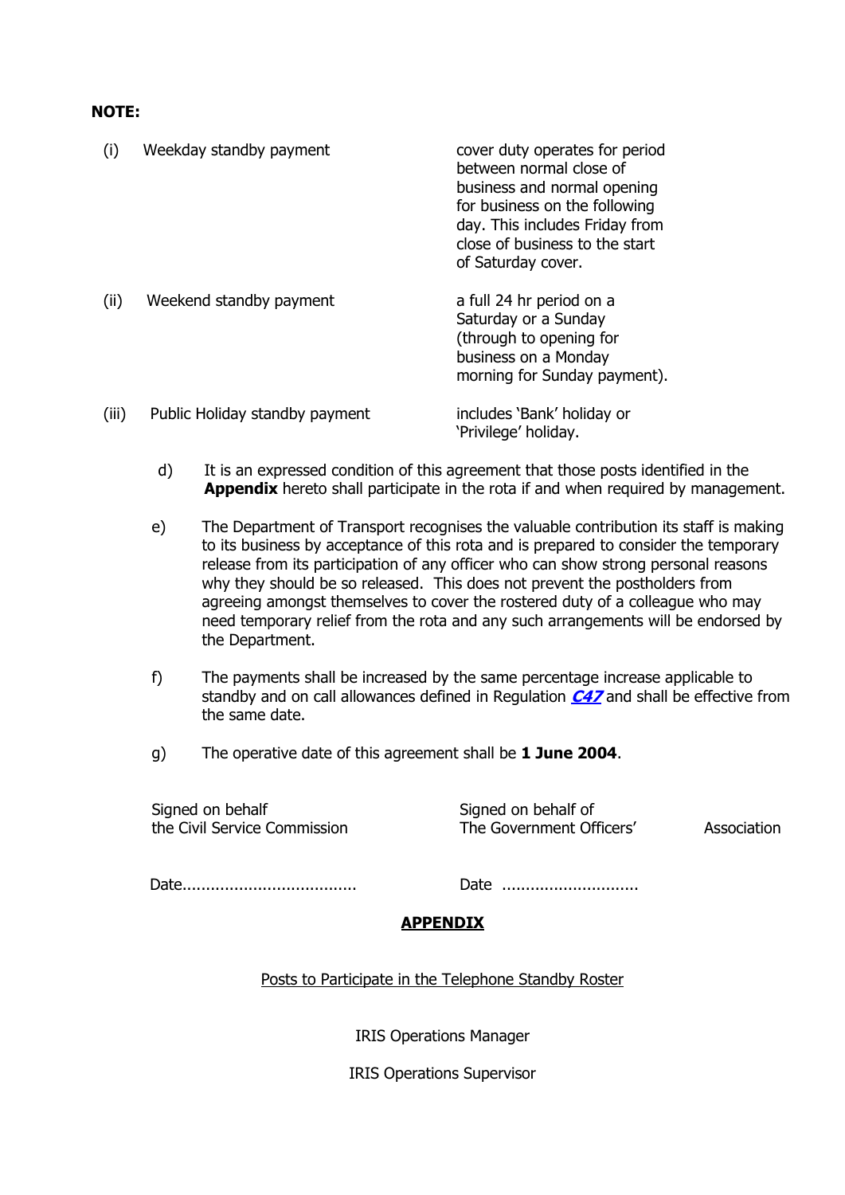**NOTE:**

| | | |
|---|---|---|
| (i) | Weekday standby payment | cover duty operates for period between normal close of business and normal opening for business on the following day. This includes Friday from close of business to the start of Saturday cover. |
| (ii) | Weekend standby payment | a full 24 hr period on a Saturday or a Sunday (through to opening for business on a Monday morning for Sunday payment). |
| (iii) | Public Holiday standby payment | includes 'Bank' holiday or 'Privilege' holiday. |

d) It is an expressed condition of this agreement that those posts identified in the **Appendix** hereto shall participate in the rota if and when required by management.

e) The Department of Transport recognises the valuable contribution its staff is making to its business by acceptance of this rota and is prepared to consider the temporary release from its participation of any officer who can show strong personal reasons why they should be so released. This does not prevent the postholders from agreeing amongst themselves to cover the rostered duty of a colleague who may need temporary relief from the rota and any such arrangements will be endorsed by the Department.

f) The payments shall be increased by the same percentage increase applicable to standby and on call allowances defined in Regulation ***C47*** and shall be effective from the same date.

g) The operative date of this agreement shall be **1 June 2004**.

| | |
|---|---|
| Signed on behalf the Civil Service Commission | Signed on behalf of The Government Officers' Association |
| Date..................................... | Date ............................. |

## APPENDIX

Posts to Participate in the Telephone Standby Roster

IRIS Operations Manager

IRIS Operations Supervisor